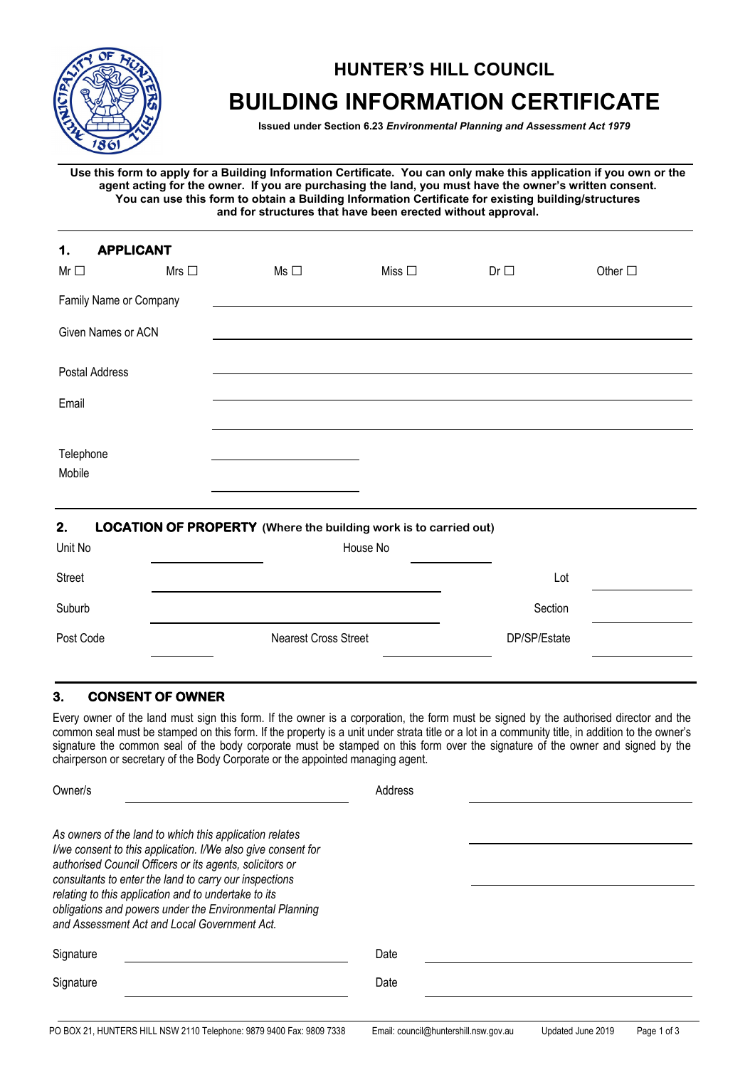# HUNTER'S HILL COUNCIL

# BUILDING INFORMATION CERTIFICATE

**Issued under Section 6.23 *Environmental Planning and Assessment Act 1979***

**Use this form to apply for a Building Information Certificate. You can only make this application if you own or the agent acting for the owner. If you are purchasing the land, you must have the owner's written consent. You can use this form to obtain a Building Information Certificate for existing building/structures and for structures that have been erected without approval.**

## 1. APPLICANT

Mr ☐ Mrs ☐ Ms ☐ Miss ☐ Dr ☐ Other ☐

Family Name or Company \_\_\_\_\_\_\_\_\_\_\_\_\_\_\_\_\_\_\_\_

Given Names or ACN \_\_\_\_\_\_\_\_\_\_\_\_\_\_\_\_\_\_\_\_

Postal Address \_\_\_\_\_\_\_\_\_\_\_\_\_\_\_\_\_\_\_\_

Email \_\_\_\_\_\_\_\_\_\_\_\_\_\_\_\_\_\_\_\_

Telephone \_\_\_\_\_\_\_\_\_\_\_\_\_\_\_\_\_\_\_\_

Mobile \_\_\_\_\_\_\_\_\_\_\_\_\_\_\_\_\_\_\_\_

## 2. LOCATION OF PROPERTY (Where the building work is to carried out)

Unit No \_\_\_\_\_\_\_\_\_\_ House No \_\_\_\_\_\_\_\_\_\_

Street \_\_\_\_\_\_\_\_\_\_\_\_\_\_\_\_\_\_\_\_ Lot \_\_\_\_\_\_\_\_\_\_

Suburb \_\_\_\_\_\_\_\_\_\_\_\_\_\_\_\_\_\_\_\_ Section \_\_\_\_\_\_\_\_\_\_

Post Code \_\_\_\_\_\_\_\_\_\_ Nearest Cross Street \_\_\_\_\_\_\_\_\_\_ DP/SP/Estate \_\_\_\_\_\_\_\_\_\_

## 3. CONSENT OF OWNER

Every owner of the land must sign this form. If the owner is a corporation, the form must be signed by the authorised director and the common seal must be stamped on this form. If the property is a unit under strata title or a lot in a community title, in addition to the owner's signature the common seal of the body corporate must be stamped on this form over the signature of the owner and signed by the chairperson or secretary of the Body Corporate or the appointed managing agent.

Owner/s \_\_\_\_\_\_\_\_\_\_\_\_\_\_\_\_\_\_\_\_ Address \_\_\_\_\_\_\_\_\_\_\_\_\_\_\_\_\_\_\_\_

*As owners of the land to which this application relates I/we consent to this application. I/We also give consent for authorised Council Officers or its agents, solicitors or consultants to enter the land to carry our inspections relating to this application and to undertake to its obligations and powers under the Environmental Planning and Assessment Act and Local Government Act.*

Signature \_\_\_\_\_\_\_\_\_\_\_\_\_\_\_\_\_\_\_\_ Date \_\_\_\_\_\_\_\_\_\_\_\_\_\_\_\_\_\_\_\_

Signature \_\_\_\_\_\_\_\_\_\_\_\_\_\_\_\_\_\_\_\_ Date \_\_\_\_\_\_\_\_\_\_\_\_\_\_\_\_\_\_\_\_

PO BOX 21, HUNTERS HILL NSW 2110 Telephone: 9879 9400 Fax: 9809 7338 Email: council@huntershill.nsw.gov.au Updated June 2019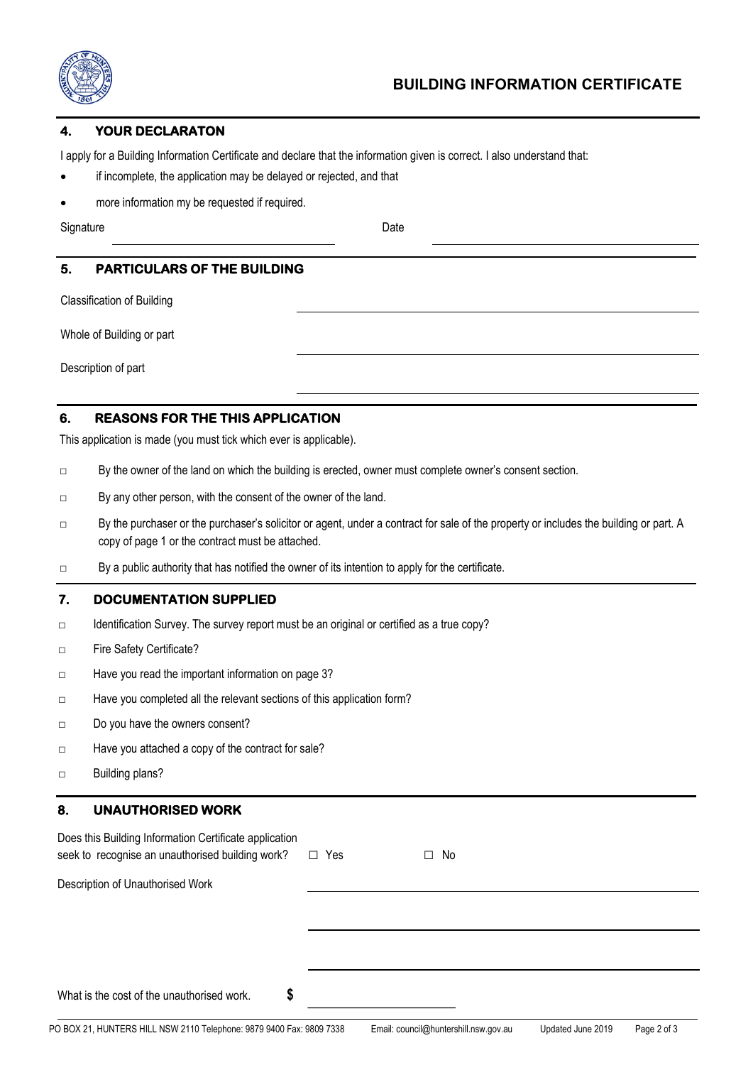# BUILDING INFORMATION CERTIFICATE

## 4. YOUR DECLARATON

I apply for a Building Information Certificate and declare that the information given is correct. I also understand that:

- if incomplete, the application may be delayed or rejected, and that
- more information my be requested if required.

Signature ______________________ Date ______________________

## 5. PARTICULARS OF THE BUILDING

Classification of Building ______________________

Whole of Building or part ______________________

Description of part ______________________

## 6. REASONS FOR THE THIS APPLICATION

This application is made (you must tick which ever is applicable).

- ☐ By the owner of the land on which the building is erected, owner must complete owner's consent section.
- ☐ By any other person, with the consent of the owner of the land.
- ☐ By the purchaser or the purchaser's solicitor or agent, under a contract for sale of the property or includes the building or part. A copy of page 1 or the contract must be attached.
- ☐ By a public authority that has notified the owner of its intention to apply for the certificate.

## 7. DOCUMENTATION SUPPLIED

- ☐ Identification Survey. The survey report must be an original or certified as a true copy?
- ☐ Fire Safety Certificate?
- ☐ Have you read the important information on page 3?
- ☐ Have you completed all the relevant sections of this application form?
- ☐ Do you have the owners consent?
- ☐ Have you attached a copy of the contract for sale?
- ☐ Building plans?

## 8. UNAUTHORISED WORK

Does this Building Information Certificate application seek to recognise an unauthorised building work? ☐ Yes ☐ No

Description of Unauthorised Work ______________________

______________________

______________________

What is the cost of the unauthorised work. **$** ______________________

PO BOX 21, HUNTERS HILL NSW 2110 Telephone: 9879 9400 Fax: 9809 7338 Email: council@huntershill.nsw.gov.au Updated June 2019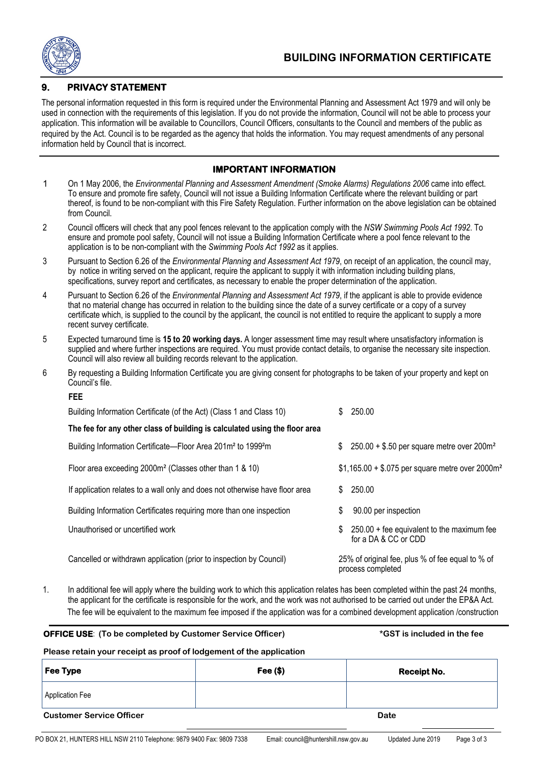# BUILDING INFORMATION CERTIFICATE

## 9. PRIVACY STATEMENT

The personal information requested in this form is required under the Environmental Planning and Assessment Act 1979 and will only be used in connection with the requirements of this legislation. If you do not provide the information, Council will not be able to process your application. This information will be available to Councillors, Council Officers, consultants to the Council and members of the public as required by the Act. Council is to be regarded as the agency that holds the information. You may request amendments of any personal information held by Council that is incorrect.

## IMPORTANT INFORMATION

1. On 1 May 2006, the *Environmental Planning and Assessment Amendment (Smoke Alarms) Regulations 2006* came into effect. To ensure and promote fire safety, Council will not issue a Building Information Certificate where the relevant building or part thereof, is found to be non-compliant with this Fire Safety Regulation. Further information on the above legislation can be obtained from Council.
2. Council officers will check that any pool fences relevant to the application comply with the *NSW Swimming Pools Act 1992*. To ensure and promote pool safety, Council will not issue a Building Information Certificate where a pool fence relevant to the application is to be non-compliant with the *Swimming Pools Act 1992* as it applies.
3. Pursuant to Section 6.26 of the *Environmental Planning and Assessment Act 1979*, on receipt of an application, the council may, by notice in writing served on the applicant, require the applicant to supply it with information including building plans, specifications, survey report and certificates, as necessary to enable the proper determination of the application.
4. Pursuant to Section 6.26 of the *Environmental Planning and Assessment Act 1979*, if the applicant is able to provide evidence that no material change has occurred in relation to the building since the date of a survey certificate or a copy of a survey certificate which, is supplied to the council by the applicant, the council is not entitled to require the applicant to supply a more recent survey certificate.
5. Expected turnaround time is **15 to 20 working days.** A longer assessment time may result where unsatisfactory information is supplied and where further inspections are required. You must provide contact details, to organise the necessary site inspection. Council will also review all building records relevant to the application.
6. By requesting a Building Information Certificate you are giving consent for photographs to be taken of your property and kept on Council's file.

**FEE**

| | |
|---|---|
| Building Information Certificate (of the Act) (Class 1 and Class 10) | \$ 250.00 |
| **The fee for any other class of building is calculated using the floor area** | |
| Building Information Certificate—Floor Area 201m² to 1999²m | \$ 250.00 + \$.50 per square metre over 200m² |
| Floor area exceeding 2000m² (Classes other than 1 & 10) | \$1,165.00 + \$.075 per square metre over 2000m² |
| If application relates to a wall only and does not otherwise have floor area | \$ 250.00 |
| Building Information Certificates requiring more than one inspection | \$ 90.00 per inspection |
| Unauthorised or uncertified work | \$ 250.00 + fee equivalent to the maximum fee for a DA & CC or CDD |
| Cancelled or withdrawn application (prior to inspection by Council) | 25% of original fee, plus % of fee equal to % of process completed |

1. In additional fee will apply where the building work to which this application relates has been completed within the past 24 months, the applicant for the certificate is responsible for the work, and the work was not authorised to be carried out under the EP&A Act. The fee will be equivalent to the maximum fee imposed if the application was for a combined development application /construction

**OFFICE USE: (To be completed by Customer Service Officer)** **\*GST is included in the fee**

**Please retain your receipt as proof of lodgement of the application**

| Fee Type | Fee (\$) | Receipt No. |
|---|---|---|
| Application Fee | | |

**Customer Service Officer** ______________________ **Date** ______________

PO BOX 21, HUNTERS HILL NSW 2110 Telephone: 9879 9400 Fax: 9809 7338 Email: council@huntershill.nsw.gov.au Updated June 2019